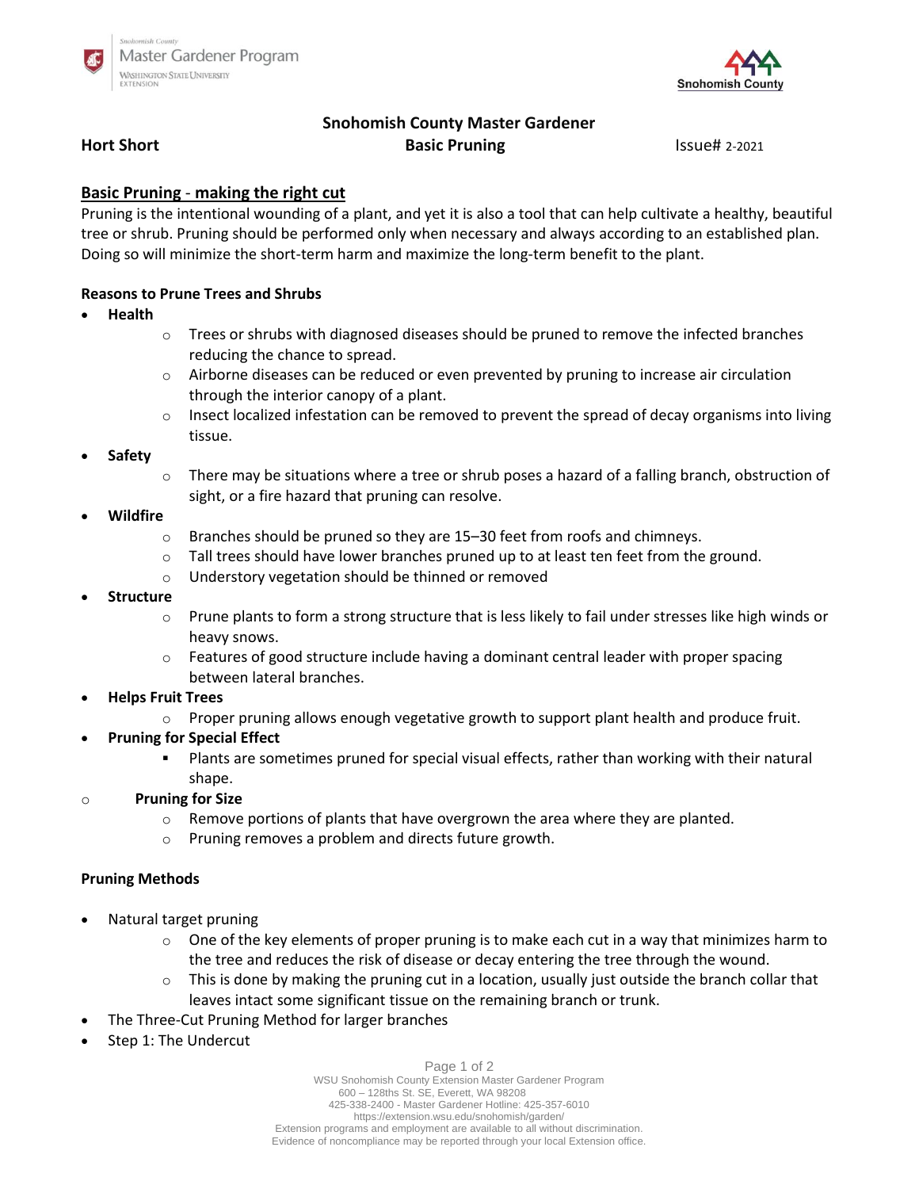# Snohomish County Master Gardener

**Hort Short** **Basic Pruning** Issue# 2-2021

## Basic Pruning - making the right cut

Pruning is the intentional wounding of a plant, and yet it is also a tool that can help cultivate a healthy, beautiful tree or shrub. Pruning should be performed only when necessary and always according to an established plan. Doing so will minimize the short-term harm and maximize the long-term benefit to the plant.

### Reasons to Prune Trees and Shrubs

- **Health**
    - Trees or shrubs with diagnosed diseases should be pruned to remove the infected branches reducing the chance to spread.
    - Airborne diseases can be reduced or even prevented by pruning to increase air circulation through the interior canopy of a plant.
    - Insect localized infestation can be removed to prevent the spread of decay organisms into living tissue.
- **Safety**
    - There may be situations where a tree or shrub poses a hazard of a falling branch, obstruction of sight, or a fire hazard that pruning can resolve.
- **Wildfire**
    - Branches should be pruned so they are 15–30 feet from roofs and chimneys.
    - Tall trees should have lower branches pruned up to at least ten feet from the ground.
    - Understory vegetation should be thinned or removed
- **Structure**
    - Prune plants to form a strong structure that is less likely to fail under stresses like high winds or heavy snows.
    - Features of good structure include having a dominant central leader with proper spacing between lateral branches.
- **Helps Fruit Trees**
    - Proper pruning allows enough vegetative growth to support plant health and produce fruit.
- **Pruning for Special Effect**
    - Plants are sometimes pruned for special visual effects, rather than working with their natural shape.
- **Pruning for Size**
    - Remove portions of plants that have overgrown the area where they are planted.
    - Pruning removes a problem and directs future growth.

### Pruning Methods

- Natural target pruning
    - One of the key elements of proper pruning is to make each cut in a way that minimizes harm to the tree and reduces the risk of disease or decay entering the tree through the wound.
    - This is done by making the pruning cut in a location, usually just outside the branch collar that leaves intact some significant tissue on the remaining branch or trunk.
- The Three-Cut Pruning Method for larger branches
- Step 1: The Undercut

WSU Snohomish County Extension Master Gardener Program
600 – 128ths St. SE, Everett, WA 98208
425-338-2400 - Master Gardener Hotline: 425-357-6010
https://extension.wsu.edu/snohomish/garden/
Extension programs and employment are available to all without discrimination.
Evidence of noncompliance may be reported through your local Extension office.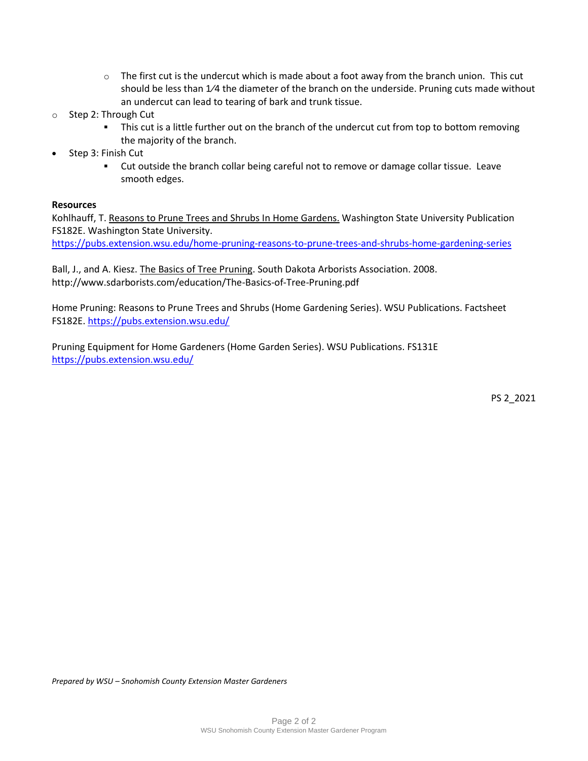- The first cut is the undercut which is made about a foot away from the branch union. This cut should be less than 1⁄4 the diameter of the branch on the underside. Pruning cuts made without an undercut can lead to tearing of bark and trunk tissue.
  - Step 2: Through Cut
    - This cut is a little further out on the branch of the undercut cut from top to bottom removing the majority of the branch.
- Step 3: Finish Cut
    - Cut outside the branch collar being careful not to remove or damage collar tissue. Leave smooth edges.

**Resources**

Kohlhauff, T. Reasons to Prune Trees and Shrubs In Home Gardens. Washington State University Publication FS182E. Washington State University.
https://pubs.extension.wsu.edu/home-pruning-reasons-to-prune-trees-and-shrubs-home-gardening-series

Ball, J., and A. Kiesz. The Basics of Tree Pruning. South Dakota Arborists Association. 2008.
http://www.sdarborists.com/education/The-Basics-of-Tree-Pruning.pdf

Home Pruning: Reasons to Prune Trees and Shrubs (Home Gardening Series). WSU Publications. Factsheet FS182E. https://pubs.extension.wsu.edu/

Pruning Equipment for Home Gardeners (Home Garden Series). WSU Publications. FS131E
https://pubs.extension.wsu.edu/

PS 2_2021

*Prepared by WSU – Snohomish County Extension Master Gardeners*